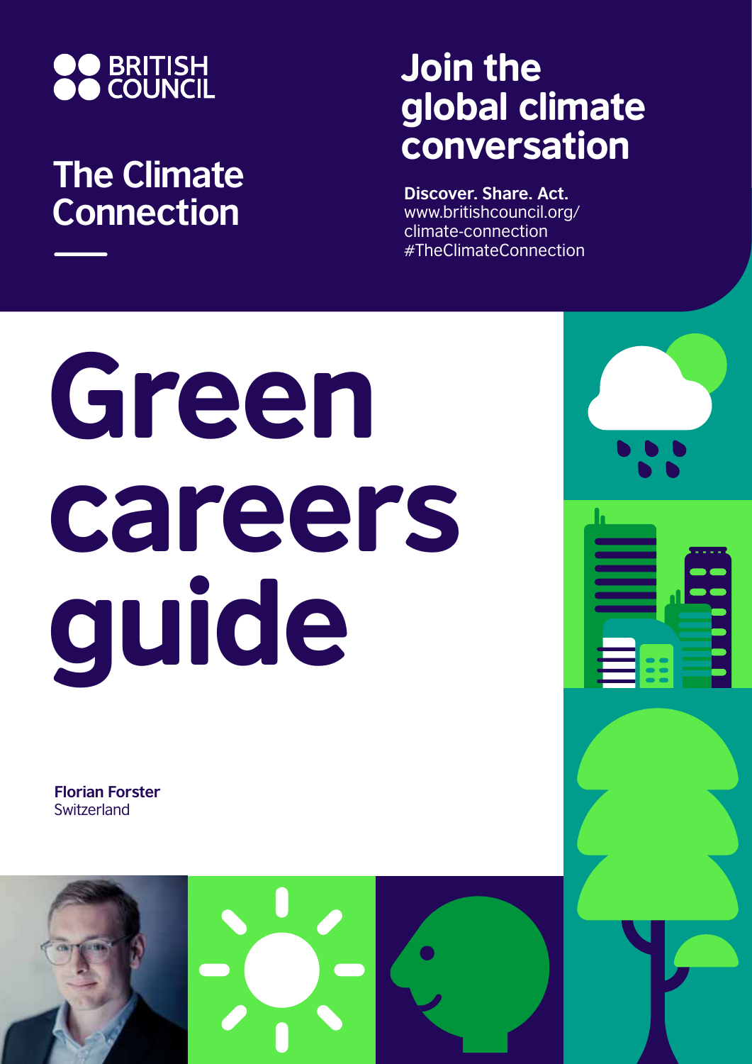BRITISH COUNCIL

## The Climate Connection

## Join the global climate conversation

**Discover. Share. Act.**
www.britishcouncil.org/climate-connection
#TheClimateConnection

# Green careers guide

**Florian Forster**
Switzerland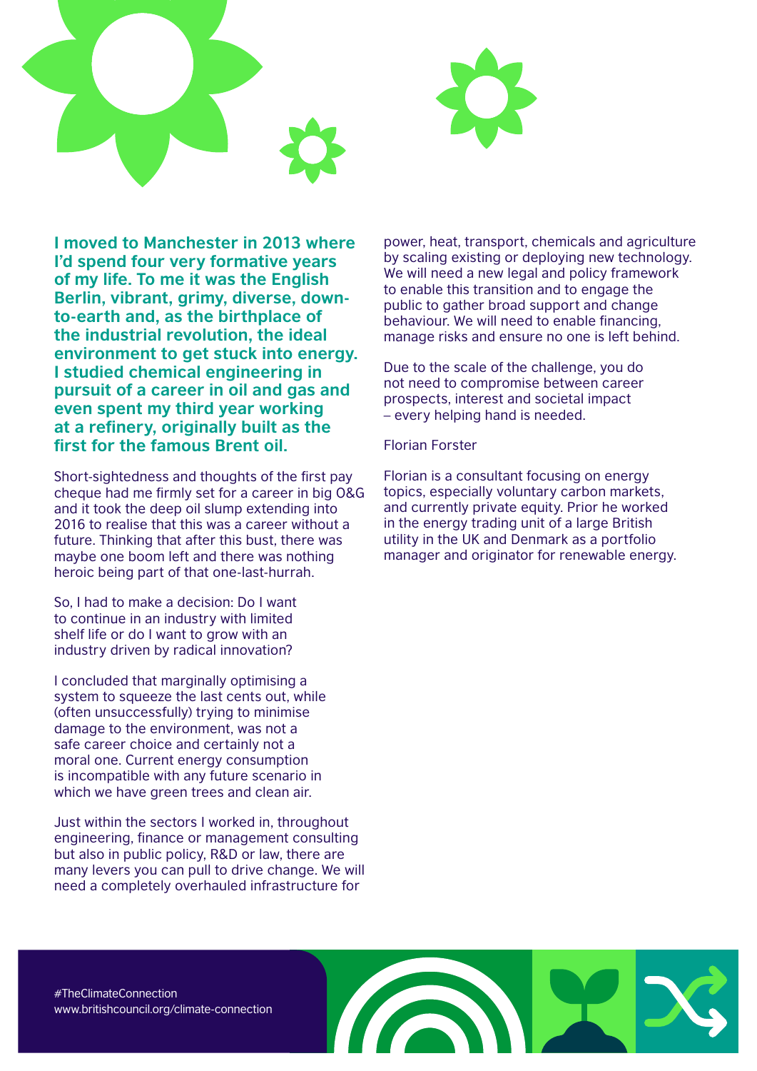**I moved to Manchester in 2013 where I'd spend four very formative years of my life. To me it was the English Berlin, vibrant, grimy, diverse, down-to-earth and, as the birthplace of the industrial revolution, the ideal environment to get stuck into energy. I studied chemical engineering in pursuit of a career in oil and gas and even spent my third year working at a refinery, originally built as the first for the famous Brent oil.**

Short-sightedness and thoughts of the first pay cheque had me firmly set for a career in big O&G and it took the deep oil slump extending into 2016 to realise that this was a career without a future. Thinking that after this bust, there was maybe one boom left and there was nothing heroic being part of that one-last-hurrah.

So, I had to make a decision: Do I want to continue in an industry with limited shelf life or do I want to grow with an industry driven by radical innovation?

I concluded that marginally optimising a system to squeeze the last cents out, while (often unsuccessfully) trying to minimise damage to the environment, was not a safe career choice and certainly not a moral one. Current energy consumption is incompatible with any future scenario in which we have green trees and clean air.

Just within the sectors I worked in, throughout engineering, finance or management consulting but also in public policy, R&D or law, there are many levers you can pull to drive change. We will need a completely overhauled infrastructure for power, heat, transport, chemicals and agriculture by scaling existing or deploying new technology. We will need a new legal and policy framework to enable this transition and to engage the public to gather broad support and change behaviour. We will need to enable financing, manage risks and ensure no one is left behind.

Due to the scale of the challenge, you do not need to compromise between career prospects, interest and societal impact – every helping hand is needed.

Florian Forster

Florian is a consultant focusing on energy topics, especially voluntary carbon markets, and currently private equity. Prior he worked in the energy trading unit of a large British utility in the UK and Denmark as a portfolio manager and originator for renewable energy.

#TheClimateConnection
www.britishcouncil.org/climate-connection